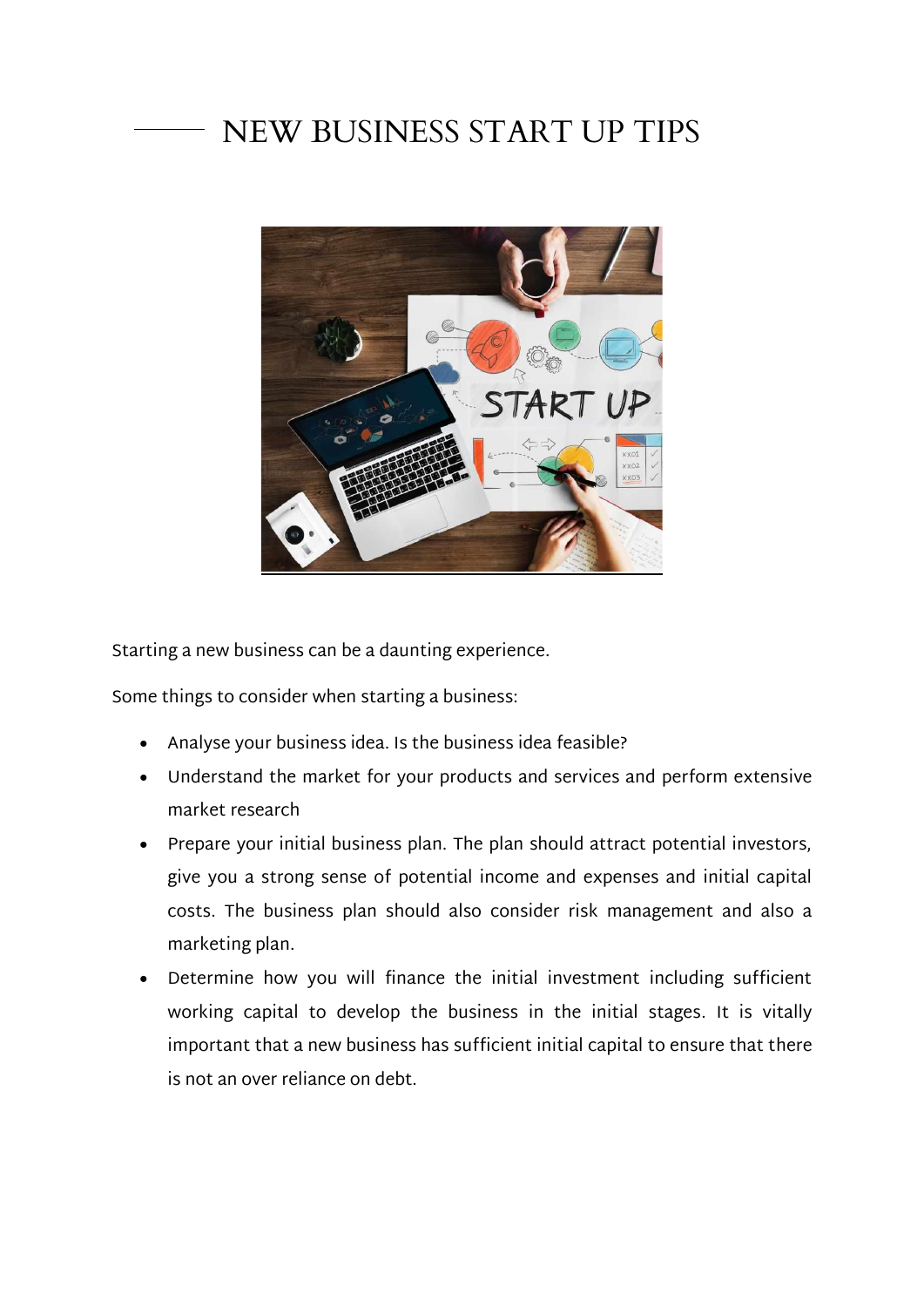# NEW BUSINESS START UP TIPS

Starting a new business can be a daunting experience.

Some things to consider when starting a business:

- Analyse your business idea. Is the business idea feasible?
- Understand the market for your products and services and perform extensive market research
- Prepare your initial business plan. The plan should attract potential investors, give you a strong sense of potential income and expenses and initial capital costs. The business plan should also consider risk management and also a marketing plan.
- Determine how you will finance the initial investment including sufficient working capital to develop the business in the initial stages. It is vitally important that a new business has sufficient initial capital to ensure that there is not an over reliance on debt.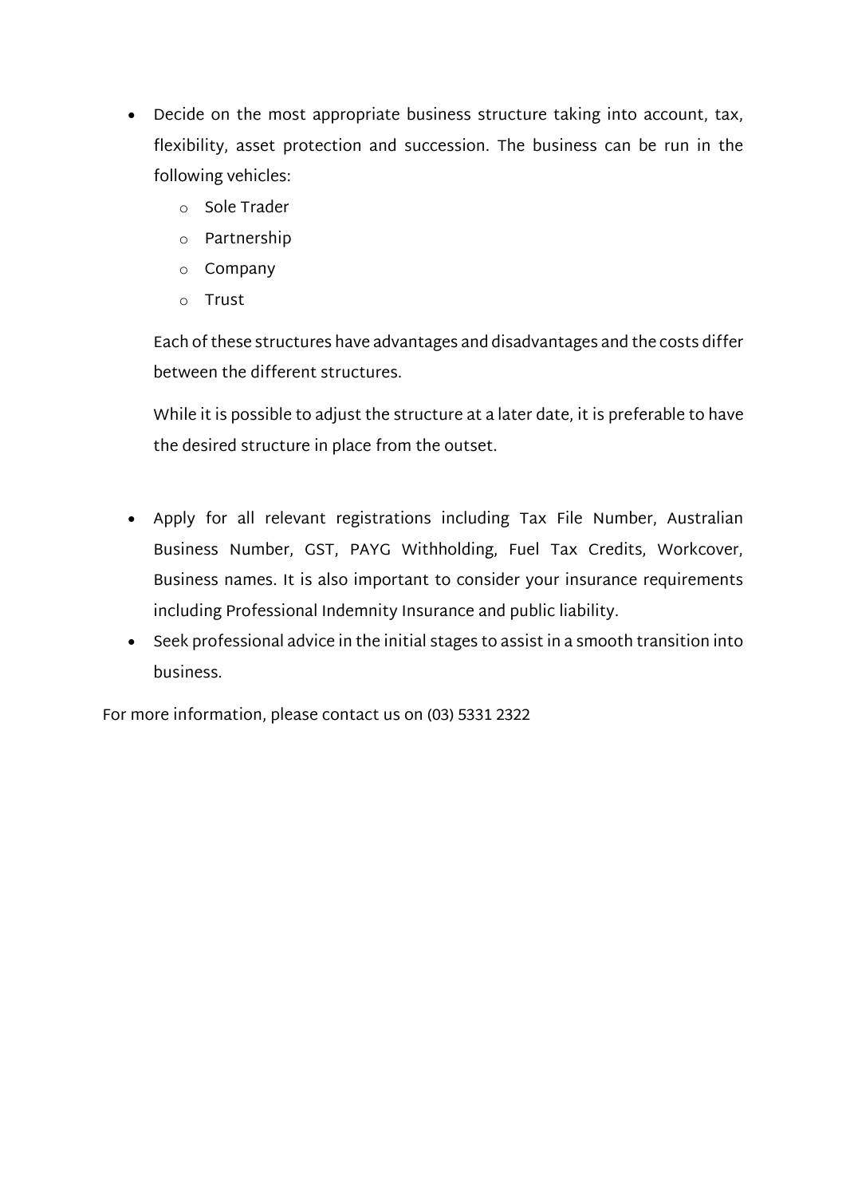- Decide on the most appropriate business structure taking into account, tax, flexibility, asset protection and succession. The business can be run in the following vehicles:
    - Sole Trader
    - Partnership
    - Company
    - Trust

  Each of these structures have advantages and disadvantages and the costs differ between the different structures.

  While it is possible to adjust the structure at a later date, it is preferable to have the desired structure in place from the outset.

- Apply for all relevant registrations including Tax File Number, Australian Business Number, GST, PAYG Withholding, Fuel Tax Credits, Workcover, Business names. It is also important to consider your insurance requirements including Professional Indemnity Insurance and public liability.
- Seek professional advice in the initial stages to assist in a smooth transition into business.

For more information, please contact us on (03) 5331 2322